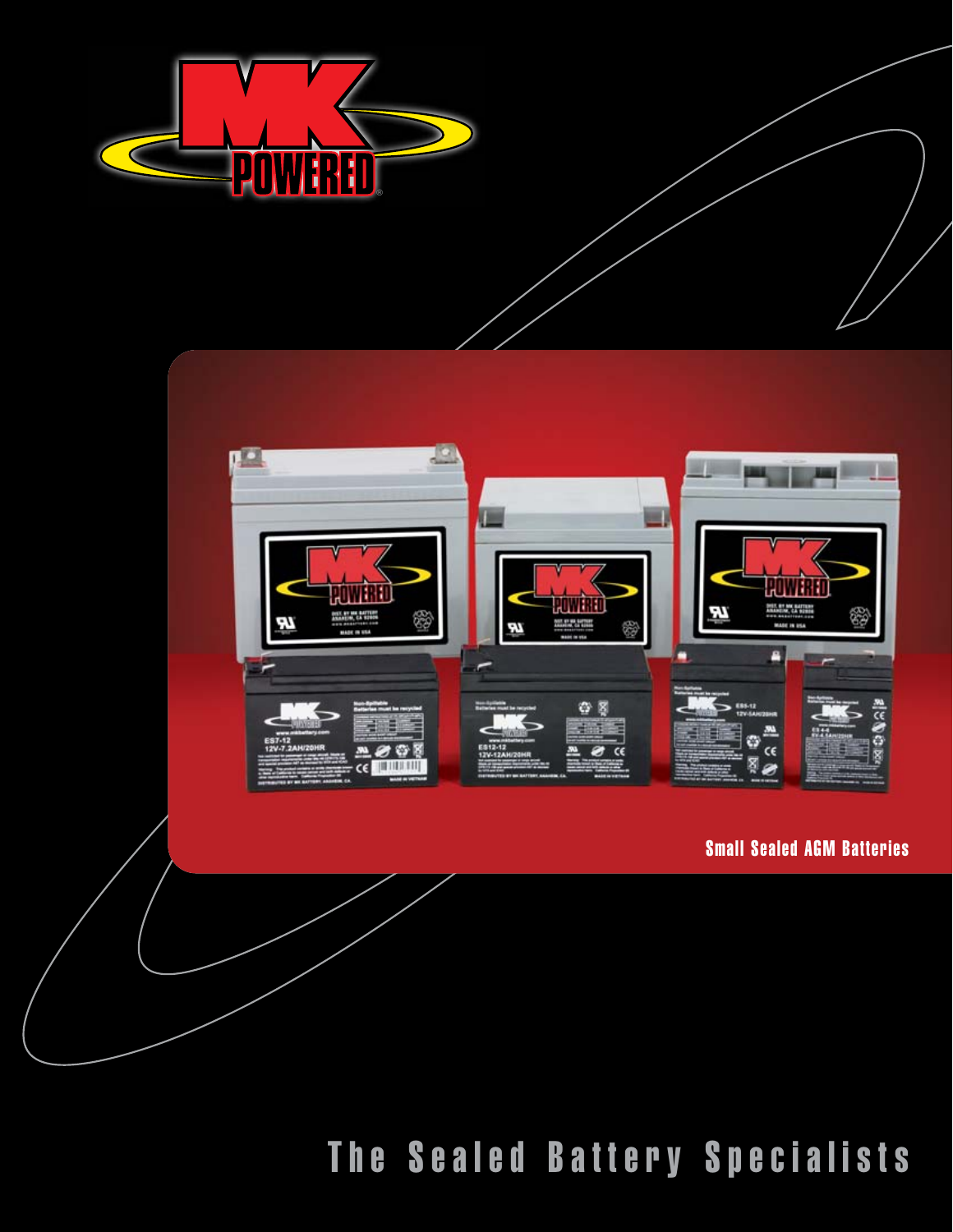MK POWERED

Small Sealed AGM Batteries

# The Sealed Battery Specialists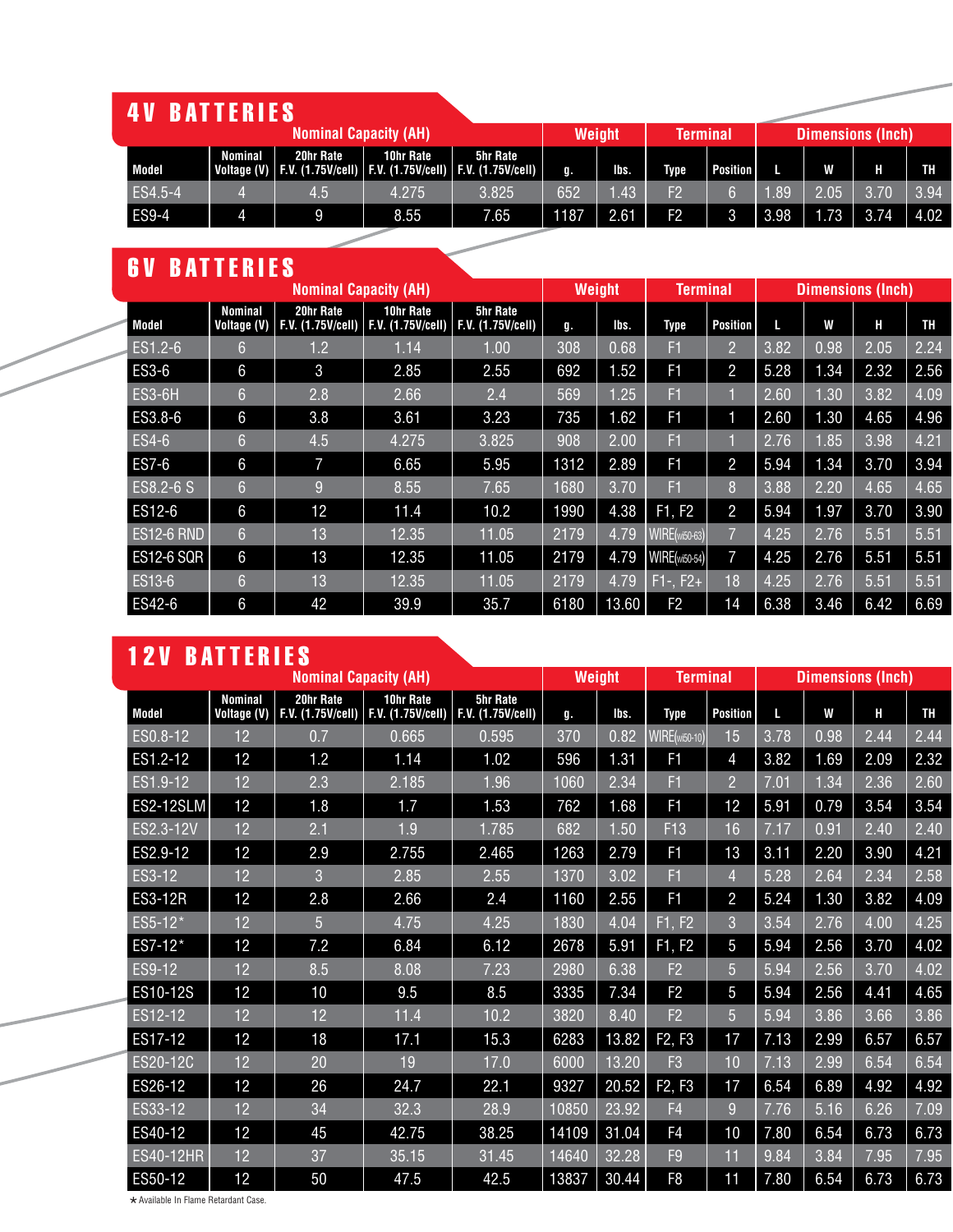## 4V BATTERIES

| Model | Nominal Voltage (V) | Nominal Capacity (AH) 20hr Rate F.V. (1.75V/cell) | 10hr Rate F.V. (1.75V/cell) | 5hr Rate F.V. (1.75V/cell) | Weight g. | lbs. | Terminal Type | Position | Dimensions (Inch) L | W | H | TH |
|---|---|---|---|---|---|---|---|---|---|---|---|---|
| ES4.5-4 | 4 | 4.5 | 4.275 | 3.825 | 652 | 1.43 | F2 | 6 | 1.89 | 2.05 | 3.70 | 3.94 |
| ES9-4 | 4 | 9 | 8.55 | 7.65 | 1187 | 2.61 | F2 | 3 | 3.98 | 1.73 | 3.74 | 4.02 |

## 6V BATTERIES

| Model | Nominal Voltage (V) | Nominal Capacity (AH) 20hr Rate F.V. (1.75V/cell) | 10hr Rate F.V. (1.75V/cell) | 5hr Rate F.V. (1.75V/cell) | Weight g. | lbs. | Terminal Type | Position | Dimensions (Inch) L | W | H | TH |
|---|---|---|---|---|---|---|---|---|---|---|---|---|
| ES1.2-6 | 6 | 1.2 | 1.14 | 1.00 | 308 | 0.68 | F1 | 2 | 3.82 | 0.98 | 2.05 | 2.24 |
| ES3-6 | 6 | 3 | 2.85 | 2.55 | 692 | 1.52 | F1 | 2 | 5.28 | 1.34 | 2.32 | 2.56 |
| ES3-6H | 6 | 2.8 | 2.66 | 2.4 | 569 | 1.25 | F1 | 1 | 2.60 | 1.30 | 3.82 | 4.09 |
| ES3.8-6 | 6 | 3.8 | 3.61 | 3.23 | 735 | 1.62 | F1 | 1 | 2.60 | 1.30 | 4.65 | 4.96 |
| ES4-6 | 6 | 4.5 | 4.275 | 3.825 | 908 | 2.00 | F1 | 1 | 2.76 | 1.85 | 3.98 | 4.21 |
| ES7-6 | 6 | 7 | 6.65 | 5.95 | 1312 | 2.89 | F1 | 2 | 5.94 | 1.34 | 3.70 | 3.94 |
| ES8.2-6 S | 6 | 9 | 8.55 | 7.65 | 1680 | 3.70 | F1 | 8 | 3.88 | 2.20 | 4.65 | 4.65 |
| ES12-6 | 6 | 12 | 11.4 | 10.2 | 1990 | 4.38 | F1, F2 | 2 | 5.94 | 1.97 | 3.70 | 3.90 |
| ES12-6 RND | 6 | 13 | 12.35 | 11.05 | 2179 | 4.79 | WIRE(wi50-63) | 7 | 4.25 | 2.76 | 5.51 | 5.51 |
| ES12-6 SQR | 6 | 13 | 12.35 | 11.05 | 2179 | 4.79 | WIRE(wi50-54) | 7 | 4.25 | 2.76 | 5.51 | 5.51 |
| ES13-6 | 6 | 13 | 12.35 | 11.05 | 2179 | 4.79 | F1-, F2+ | 18 | 4.25 | 2.76 | 5.51 | 5.51 |
| ES42-6 | 6 | 42 | 39.9 | 35.7 | 6180 | 13.60 | F2 | 14 | 6.38 | 3.46 | 6.42 | 6.69 |

## 12V BATTERIES

| Model | Nominal Voltage (V) | Nominal Capacity (AH) 20hr Rate F.V. (1.75V/cell) | 10hr Rate F.V. (1.75V/cell) | 5hr Rate F.V. (1.75V/cell) | Weight g. | lbs. | Terminal Type | Position | Dimensions (Inch) L | W | H | TH |
|---|---|---|---|---|---|---|---|---|---|---|---|---|
| ES0.8-12 | 12 | 0.7 | 0.665 | 0.595 | 370 | 0.82 | WIRE(wi50-10) | 15 | 3.78 | 0.98 | 2.44 | 2.44 |
| ES1.2-12 | 12 | 1.2 | 1.14 | 1.02 | 596 | 1.31 | F1 | 4 | 3.82 | 1.69 | 2.09 | 2.32 |
| ES1.9-12 | 12 | 2.3 | 2.185 | 1.96 | 1060 | 2.34 | F1 | 2 | 7.01 | 1.34 | 2.36 | 2.60 |
| ES2-12SLM | 12 | 1.8 | 1.7 | 1.53 | 762 | 1.68 | F1 | 12 | 5.91 | 0.79 | 3.54 | 3.54 |
| ES2.3-12V | 12 | 2.1 | 1.9 | 1.785 | 682 | 1.50 | F13 | 16 | 7.17 | 0.91 | 2.40 | 2.40 |
| ES2.9-12 | 12 | 2.9 | 2.755 | 2.465 | 1263 | 2.79 | F1 | 13 | 3.11 | 2.20 | 3.90 | 4.21 |
| ES3-12 | 12 | 3 | 2.85 | 2.55 | 1370 | 3.02 | F1 | 4 | 5.28 | 2.64 | 2.34 | 2.58 |
| ES3-12R | 12 | 2.8 | 2.66 | 2.4 | 1160 | 2.55 | F1 | 2 | 5.24 | 1.30 | 3.82 | 4.09 |
| ES5-12* | 12 | 5 | 4.75 | 4.25 | 1830 | 4.04 | F1, F2 | 3 | 3.54 | 2.76 | 4.00 | 4.25 |
| ES7-12* | 12 | 7.2 | 6.84 | 6.12 | 2678 | 5.91 | F1, F2 | 5 | 5.94 | 2.56 | 3.70 | 4.02 |
| ES9-12 | 12 | 8.5 | 8.08 | 7.23 | 2980 | 6.38 | F2 | 5 | 5.94 | 2.56 | 3.70 | 4.02 |
| ES10-12S | 12 | 10 | 9.5 | 8.5 | 3335 | 7.34 | F2 | 5 | 5.94 | 2.56 | 4.41 | 4.65 |
| ES12-12 | 12 | 12 | 11.4 | 10.2 | 3820 | 8.40 | F2 | 5 | 5.94 | 3.86 | 3.66 | 3.86 |
| ES17-12 | 12 | 18 | 17.1 | 15.3 | 6283 | 13.82 | F2, F3 | 17 | 7.13 | 2.99 | 6.57 | 6.57 |
| ES20-12C | 12 | 20 | 19 | 17.0 | 6000 | 13.20 | F3 | 10 | 7.13 | 2.99 | 6.54 | 6.54 |
| ES26-12 | 12 | 26 | 24.7 | 22.1 | 9327 | 20.52 | F2, F3 | 17 | 6.54 | 6.89 | 4.92 | 4.92 |
| ES33-12 | 12 | 34 | 32.3 | 28.9 | 10850 | 23.92 | F4 | 9 | 7.76 | 5.16 | 6.26 | 7.09 |
| ES40-12 | 12 | 45 | 42.75 | 38.25 | 14109 | 31.04 | F4 | 10 | 7.80 | 6.54 | 6.73 | 6.73 |
| ES40-12HR | 12 | 37 | 35.15 | 31.45 | 14640 | 32.28 | F9 | 11 | 9.84 | 3.84 | 7.95 | 7.95 |
| ES50-12 | 12 | 50 | 47.5 | 42.5 | 13837 | 30.44 | F8 | 11 | 7.80 | 6.54 | 6.73 | 6.73 |

★ Available In Flame Retardant Case.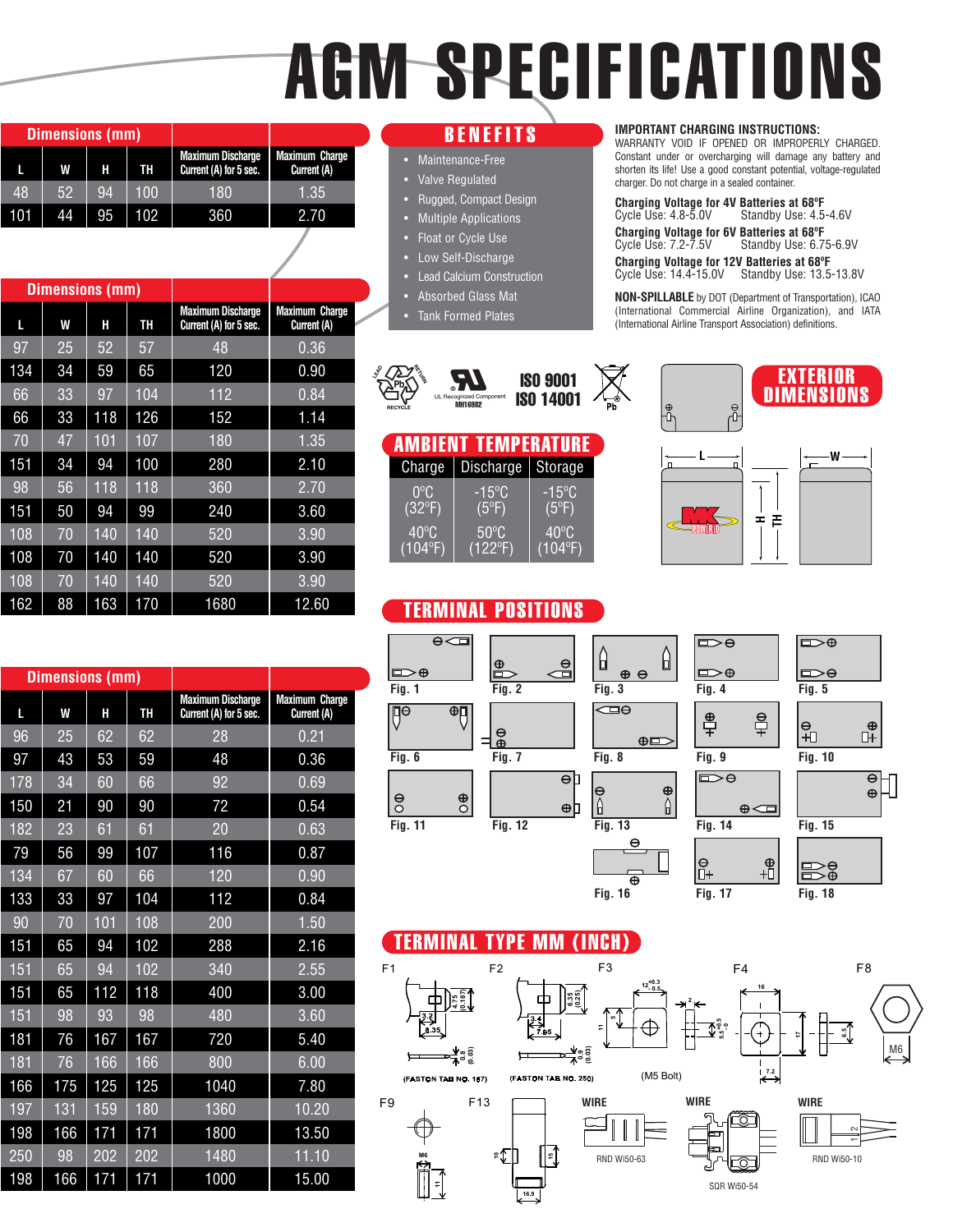# AGM SPECIFICATIONS

| Dimensions (mm) | | | | | |
|---|---|---|---|---|---|
| L | W | H | TH | Maximum Discharge Current (A) for 5 sec. | Maximum Charge Current (A) |
| 48 | 52 | 94 | 100 | 180 | 1.35 |
| 101 | 44 | 95 | 102 | 360 | 2.70 |

| Dimensions (mm) | | | | | |
|---|---|---|---|---|---|
| L | W | H | TH | Maximum Discharge Current (A) for 5 sec. | Maximum Charge Current (A) |
| 97 | 25 | 52 | 57 | 48 | 0.36 |
| 134 | 34 | 59 | 65 | 120 | 0.90 |
| 66 | 33 | 97 | 104 | 112 | 0.84 |
| 66 | 33 | 118 | 126 | 152 | 1.14 |
| 70 | 47 | 101 | 107 | 180 | 1.35 |
| 151 | 34 | 94 | 100 | 280 | 2.10 |
| 98 | 56 | 118 | 118 | 360 | 2.70 |
| 151 | 50 | 94 | 99 | 240 | 3.60 |
| 108 | 70 | 140 | 140 | 520 | 3.90 |
| 108 | 70 | 140 | 140 | 520 | 3.90 |
| 108 | 70 | 140 | 140 | 520 | 3.90 |
| 162 | 88 | 163 | 170 | 1680 | 12.60 |

| Dimensions (mm) | | | | | |
|---|---|---|---|---|---|
| L | W | H | TH | Maximum Discharge Current (A) for 5 sec. | Maximum Charge Current (A) |
| 96 | 25 | 62 | 62 | 28 | 0.21 |
| 97 | 43 | 53 | 59 | 48 | 0.36 |
| 178 | 34 | 60 | 66 | 92 | 0.69 |
| 150 | 21 | 90 | 90 | 72 | 0.54 |
| 182 | 23 | 61 | 61 | 20 | 0.63 |
| 79 | 56 | 99 | 107 | 116 | 0.87 |
| 134 | 67 | 60 | 66 | 120 | 0.90 |
| 133 | 33 | 97 | 104 | 112 | 0.84 |
| 90 | 70 | 101 | 108 | 200 | 1.50 |
| 151 | 65 | 94 | 102 | 288 | 2.16 |
| 151 | 65 | 94 | 102 | 340 | 2.55 |
| 151 | 65 | 112 | 118 | 400 | 3.00 |
| 151 | 98 | 93 | 98 | 480 | 3.60 |
| 181 | 76 | 167 | 167 | 720 | 5.40 |
| 181 | 76 | 166 | 166 | 800 | 6.00 |
| 166 | 175 | 125 | 125 | 1040 | 7.80 |
| 197 | 131 | 159 | 180 | 1360 | 10.20 |
| 198 | 166 | 171 | 171 | 1800 | 13.50 |
| 250 | 98 | 202 | 202 | 1480 | 11.10 |
| 198 | 166 | 171 | 171 | 1000 | 15.00 |

## BENEFITS

- Maintenance-Free
- Valve Regulated
- Rugged, Compact Design
- Multiple Applications
- Float or Cycle Use
- Low Self-Discharge
- Lead Calcium Construction
- Absorbed Glass Mat
- Tank Formed Plates

**IMPORTANT CHARGING INSTRUCTIONS:**
WARRANTY VOID IF OPENED OR IMPROPERLY CHARGED. Constant under or overcharging will damage any battery and shorten its life! Use a good constant potential, voltage-regulated charger. Do not charge in a sealed container.

**Charging Voltage for 4V Batteries at 68ºF**
Cycle Use: 4.8-5.0V Standby Use: 4.5-4.6V

**Charging Voltage for 6V Batteries at 68ºF**
Cycle Use: 7.2-7.5V Standby Use: 6.75-6.9V

**Charging Voltage for 12V Batteries at 68ºF**
Cycle Use: 14.4-15.0V Standby Use: 13.5-13.8V

**NON-SPILLABLE** by DOT (Department of Transportation), ICAO (International Commercial Airline Organization), and IATA (International Airline Transport Association) definitions.

LEAD RETURN RECYCLE Pb — UL Recognized Component MH16982 — ISO 9001 ISO 14001 — Pb

## EXTERIOR DIMENSIONS

L, W, H, TH

## AMBIENT TEMPERATURE

| Charge | Discharge | Storage |
|---|---|---|
| 0ºC (32ºF) | -15ºC (5ºF) | -15ºC (5ºF) |
| 40ºC (104ºF) | 50ºC (122ºF) | 40ºC (104ºF) |

## TERMINAL POSITIONS

Fig. 1, Fig. 2, Fig. 3, Fig. 4, Fig. 5, Fig. 6, Fig. 7, Fig. 8, Fig. 9, Fig. 10, Fig. 11, Fig. 12, Fig. 13, Fig. 14, Fig. 15, Fig. 16, Fig. 17, Fig. 18

## TERMINAL TYPE MM (INCH)

F1 (FASTON TAB NO. 187) — F2 (FASTON TAB NO. 250) — F3 (M5 Bolt) — F4 — F8 (M6)

F9 (M6) — F13 — WIRE (RND Wi50-63) — WIRE (SQR Wi50-54) — WIRE (RND Wi50-10)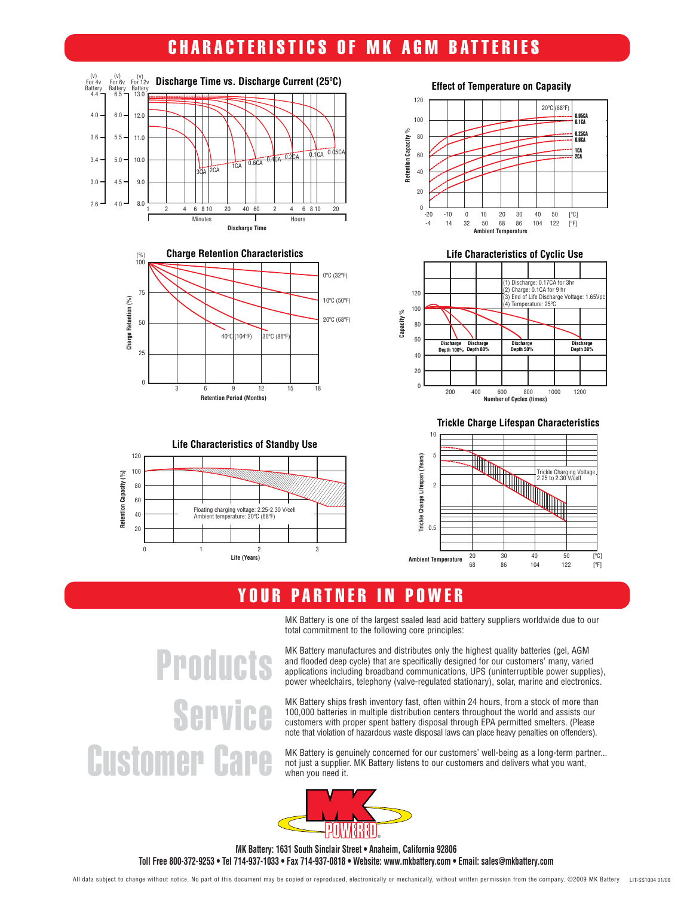# CHARACTERISTICS OF MK AGM BATTERIES

### Discharge Time vs. Discharge Current (25ºC)

(v) For 4v Battery
(v) For 6v Battery
(v) For 12v Battery

4.4 6.5 13.0
4.0 6.0 12.0
3.6 5.5 11.0
3.4 5.0 10.0
3.0 4.5 9.0
2.6 4.0 8.0

3CA 2CA 1CA 0.6CA 0.4CA 0.2CA 0.1CA 0.05CA

1 2 4 6 8 10 20 40 60 2 4 6 8 10 20

Minutes Hours

Discharge Time

### Effect of Temperature on Capacity

Retention Capacity %

120 100 80 60 40 20 0

20ºC (68ºF)

0.05CA 0.1CA
0.25CA 0.6CA
1CA 2CA

-20 -10 0 10 20 30 40 50 [ºC]
-4 14 32 50 68 86 104 122 [ºF]

Ambient Temperature

### Charge Retention Characteristics

Charge Retention (%)

(%) 100 75 50 25 0

0ºC (32ºF)
10ºC (50ºF)
20ºC (68ºF)
40ºC (104ºF)
30ºC (86ºF)

3 6 9 12 15 18

Retention Period (Months)

### Life Characteristics of Cyclic Use

Capacity %

120 100 80 60 40 20 0

(1) Discharge: 0.17CA for 3hr
(2) Charge: 0.1CA for 9 hr
(3) End of Life Discharge Voltage: 1.65Vpc
(4) Temperature: 25ºC

Discharge Depth 100%
Discharge Depth 80%
Discharge Depth 50%
Discharge Depth 30%

200 400 600 800 1000 1200

Number of Cycles (times)

### Life Characteristics of Standby Use

Retention Capacity (%)

120 100 80 60 40 20

Floating charging voltage: 2.25-2.30 V/cell
Ambient temperature: 20ºC (68ºF)

0 1 2 3

Life (Years)

### Trickle Charge Lifespan Characteristics

Trickle Charge Lifespan (Years)

10 5 2 0.5

Trickle Charging Voltage 2.25 to 2.30 V/cell

Ambient Temperature

20 30 40 50 [ºC]
68 86 104 122 [ºF]

# YOUR PARTNER IN POWER

MK Battery is one of the largest sealed lead acid battery suppliers worldwide due to our total commitment to the following core principles:

**Products**

MK Battery manufactures and distributes only the highest quality batteries (gel, AGM and flooded deep cycle) that are specifically designed for our customers' many, varied applications including broadband communications, UPS (uninterruptible power supplies), power wheelchairs, telephony (valve-regulated stationary), solar, marine and electronics.

**Service**

MK Battery ships fresh inventory fast, often within 24 hours, from a stock of more than 100,000 batteries in multiple distribution centers throughout the world and assists our customers with proper spent battery disposal through EPA permitted smelters. (Please note that violation of hazardous waste disposal laws can place heavy penalties on offenders).

**Customer Care**

MK Battery is genuinely concerned for our customers' well-being as a long-term partner... not just a supplier. MK Battery listens to our customers and delivers what you want, when you need it.

MK POWERED

**MK Battery: 1631 South Sinclair Street • Anaheim, California 92806**
**Toll Free 800-372-9253 • Tel 714-937-1033 • Fax 714-937-0818 • Website: www.mkbattery.com • Email: sales@mkbattery.com**

All data subject to change without notice. No part of this document may be copied or reproduced, electronically or mechanically, without written permission from the company. ©2009 MK Battery LIT-SS1004 01/09